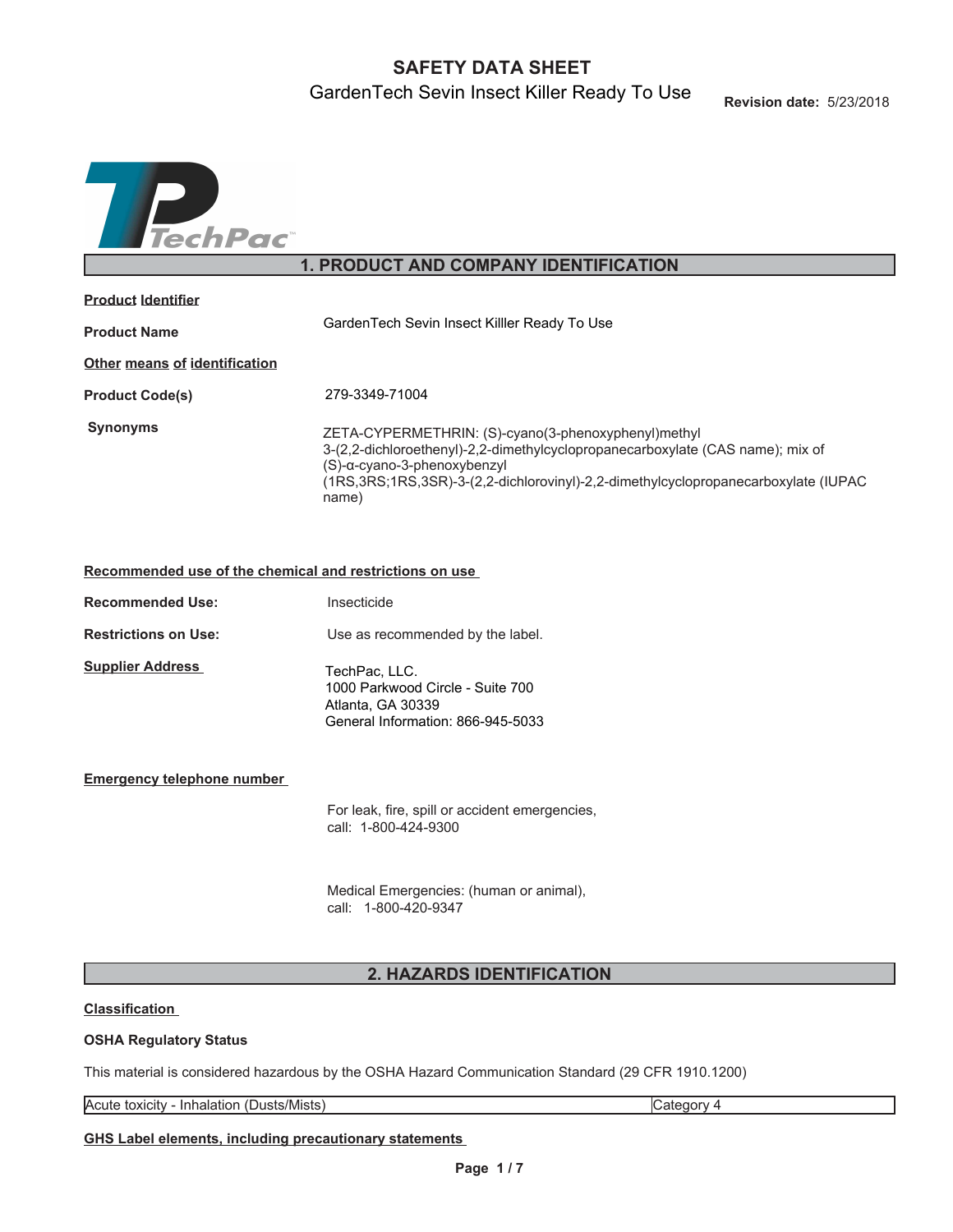# SAFETY DATA SHEET

GardenTech Sevin Insect Killer Ready To Use

**Revision date:** 5/23/2018

TechPac™

## 1. PRODUCT AND COMPANY IDENTIFICATION

**Product Identifier**

**Product Name** GardenTech Sevin Insect Killler Ready To Use

**Other means of identification**

**Product Code(s)** 279-3349-71004

**Synonyms** ZETA-CYPERMETHRIN: (S)-cyano(3-phenoxyphenyl)methyl 3-(2,2-dichloroethenyl)-2,2-dimethylcyclopropanecarboxylate (CAS name); mix of (S)-α-cyano-3-phenoxybenzyl (1RS,3RS;1RS,3SR)-3-(2,2-dichlorovinyl)-2,2-dimethylcyclopropanecarboxylate (IUPAC name)

**Recommended use of the chemical and restrictions on use**

**Recommended Use:** Insecticide

**Restrictions on Use:** Use as recommended by the label.

**Supplier Address**

TechPac, LLC.
1000 Parkwood Circle - Suite 700
Atlanta, GA 30339
General Information: 866-945-5033

**Emergency telephone number**

For leak, fire, spill or accident emergencies,
call: 1-800-424-9300

Medical Emergencies: (human or animal),
call: 1-800-420-9347

## 2. HAZARDS IDENTIFICATION

**Classification**

**OSHA Regulatory Status**

This material is considered hazardous by the OSHA Hazard Communication Standard (29 CFR 1910.1200)

| Acute toxicity - Inhalation (Dusts/Mists) | Category 4 |
|---|---|

**GHS Label elements, including precautionary statements**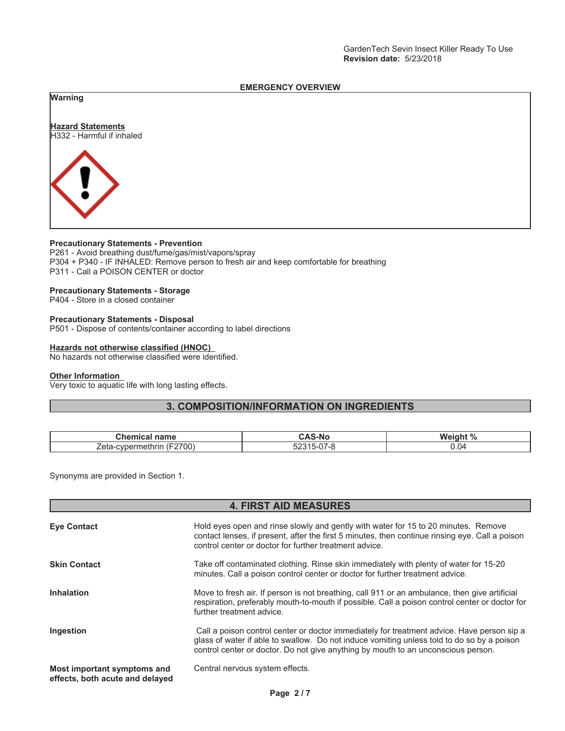## EMERGENCY OVERVIEW

**Warning**

**Hazard Statements**
H332 - Harmful if inhaled

**Precautionary Statements - Prevention**
P261 - Avoid breathing dust/fume/gas/mist/vapors/spray
P304 + P340 - IF INHALED: Remove person to fresh air and keep comfortable for breathing
P311 - Call a POISON CENTER or doctor

**Precautionary Statements - Storage**
P404 - Store in a closed container

**Precautionary Statements - Disposal**
P501 - Dispose of contents/container according to label directions

**Hazards not otherwise classified (HNOC)**
No hazards not otherwise classified were identified.

**Other Information**
Very toxic to aquatic life with long lasting effects.

## 3. COMPOSITION/INFORMATION ON INGREDIENTS

| Chemical name | CAS-No | Weight % |
| --- | --- | --- |
| Zeta-cypermethrin (F2700) | 52315-07-8 | 0.04 |

Synonyms are provided in Section 1.

## 4. FIRST AID MEASURES

**Eye Contact**
Hold eyes open and rinse slowly and gently with water for 15 to 20 minutes. Remove contact lenses, if present, after the first 5 minutes, then continue rinsing eye. Call a poison control center or doctor for further treatment advice.

**Skin Contact**
Take off contaminated clothing. Rinse skin immediately with plenty of water for 15-20 minutes. Call a poison control center or doctor for further treatment advice.

**Inhalation**
Move to fresh air. If person is not breathing, call 911 or an ambulance, then give artificial respiration, preferably mouth-to-mouth if possible. Call a poison control center or doctor for further treatment advice.

**Ingestion**
Call a poison control center or doctor immediately for treatment advice. Have person sip a glass of water if able to swallow. Do not induce vomiting unless told to do so by a poison control center or doctor. Do not give anything by mouth to an unconscious person.

**Most important symptoms and effects, both acute and delayed**
Central nervous system effects.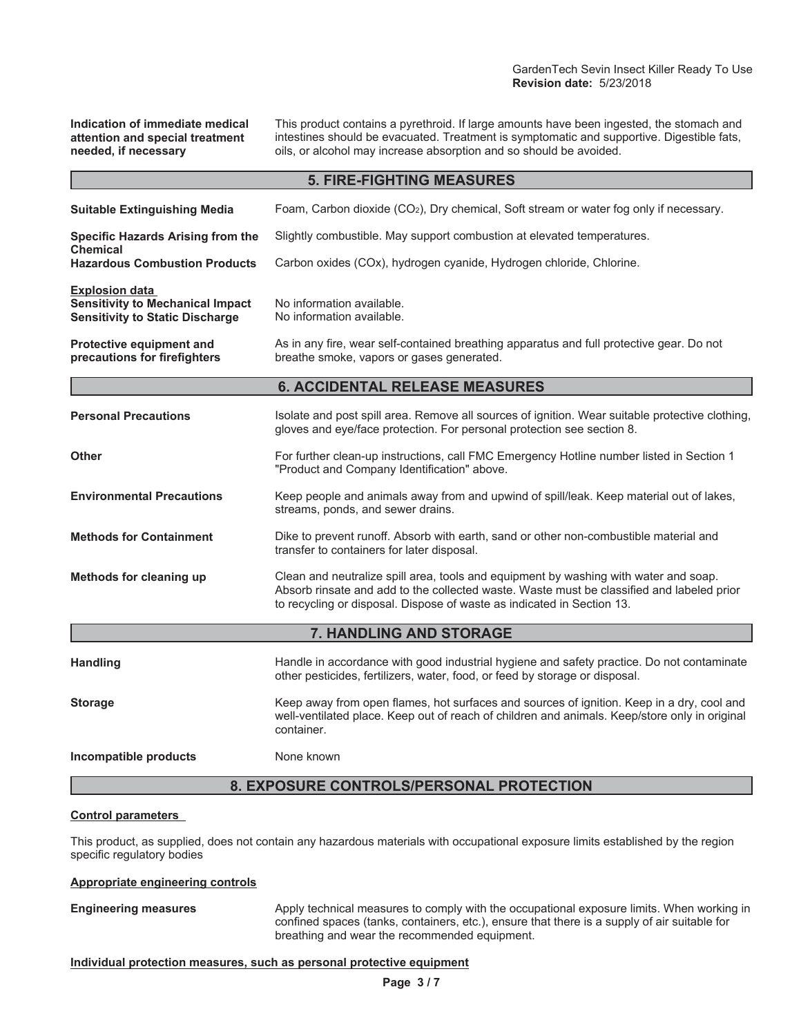**Indication of immediate medical attention and special treatment needed, if necessary**

This product contains a pyrethroid. If large amounts have been ingested, the stomach and intestines should be evacuated. Treatment is symptomatic and supportive. Digestible fats, oils, or alcohol may increase absorption and so should be avoided.

## 5. FIRE-FIGHTING MEASURES

**Suitable Extinguishing Media**

Foam, Carbon dioxide ($CO_2$), Dry chemical, Soft stream or water fog only if necessary.

**Specific Hazards Arising from the Chemical**

Slightly combustible. May support combustion at elevated temperatures.

**Hazardous Combustion Products**

Carbon oxides (COx), hydrogen cyanide, Hydrogen chloride, Chlorine.

**Explosion data**

**Sensitivity to Mechanical Impact** No information available.

**Sensitivity to Static Discharge** No information available.

**Protective equipment and precautions for firefighters**

As in any fire, wear self-contained breathing apparatus and full protective gear. Do not breathe smoke, vapors or gases generated.

## 6. ACCIDENTAL RELEASE MEASURES

**Personal Precautions**

Isolate and post spill area. Remove all sources of ignition. Wear suitable protective clothing, gloves and eye/face protection. For personal protection see section 8.

**Other**

For further clean-up instructions, call FMC Emergency Hotline number listed in Section 1 "Product and Company Identification" above.

**Environmental Precautions**

Keep people and animals away from and upwind of spill/leak. Keep material out of lakes, streams, ponds, and sewer drains.

**Methods for Containment**

Dike to prevent runoff. Absorb with earth, sand or other non-combustible material and transfer to containers for later disposal.

**Methods for cleaning up**

Clean and neutralize spill area, tools and equipment by washing with water and soap. Absorb rinsate and add to the collected waste. Waste must be classified and labeled prior to recycling or disposal. Dispose of waste as indicated in Section 13.

## 7. HANDLING AND STORAGE

**Handling**

Handle in accordance with good industrial hygiene and safety practice. Do not contaminate other pesticides, fertilizers, water, food, or feed by storage or disposal.

**Storage**

Keep away from open flames, hot surfaces and sources of ignition. Keep in a dry, cool and well-ventilated place. Keep out of reach of children and animals. Keep/store only in original container.

**Incompatible products**

None known

## 8. EXPOSURE CONTROLS/PERSONAL PROTECTION

**Control parameters**

This product, as supplied, does not contain any hazardous materials with occupational exposure limits established by the region specific regulatory bodies

**Appropriate engineering controls**

**Engineering measures**

Apply technical measures to comply with the occupational exposure limits. When working in confined spaces (tanks, containers, etc.), ensure that there is a supply of air suitable for breathing and wear the recommended equipment.

**Individual protection measures, such as personal protective equipment**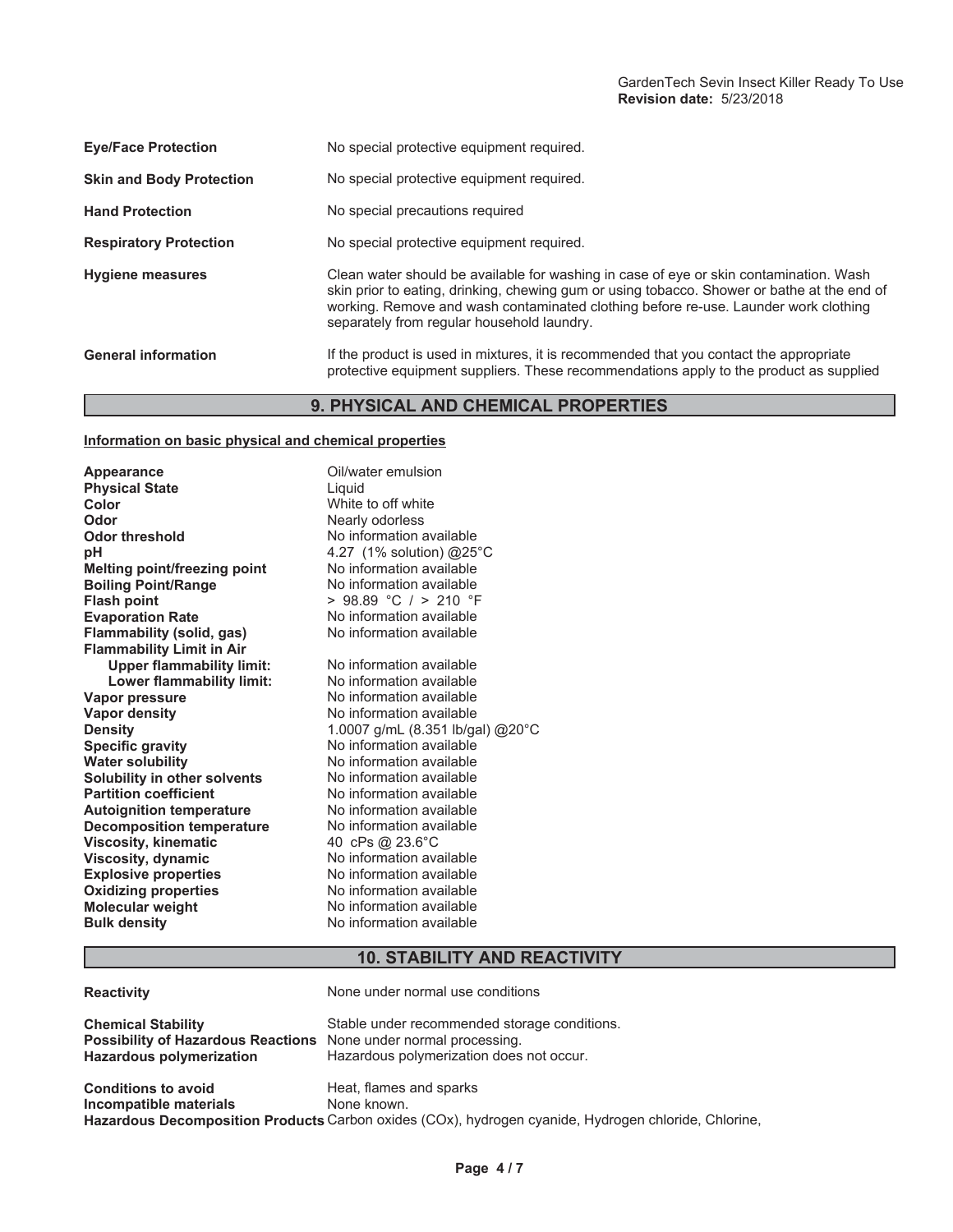| | |
|---|---|
| **Eye/Face Protection** | No special protective equipment required. |
| **Skin and Body Protection** | No special protective equipment required. |
| **Hand Protection** | No special precautions required |
| **Respiratory Protection** | No special protective equipment required. |
| **Hygiene measures** | Clean water should be available for washing in case of eye or skin contamination. Wash skin prior to eating, drinking, chewing gum or using tobacco. Shower or bathe at the end of working. Remove and wash contaminated clothing before re-use. Launder work clothing separately from regular household laundry. |
| **General information** | If the product is used in mixtures, it is recommended that you contact the appropriate protective equipment suppliers. These recommendations apply to the product as supplied |

## 9. PHYSICAL AND CHEMICAL PROPERTIES

**Information on basic physical and chemical properties**

| | |
|---|---|
| **Appearance** | Oil/water emulsion |
| **Physical State** | Liquid |
| **Color** | White to off white |
| **Odor** | Nearly odorless |
| **Odor threshold** | No information available |
| **pH** | 4.27 (1% solution) @25°C |
| **Melting point/freezing point** | No information available |
| **Boiling Point/Range** | No information available |
| **Flash point** | > 98.89 °C / > 210 °F |
| **Evaporation Rate** | No information available |
| **Flammability (solid, gas)** | No information available |
| **Flammability Limit in Air** | |
| **Upper flammability limit:** | No information available |
| **Lower flammability limit:** | No information available |
| **Vapor pressure** | No information available |
| **Vapor density** | No information available |
| **Density** | 1.0007 g/mL (8.351 lb/gal) @20°C |
| **Specific gravity** | No information available |
| **Water solubility** | No information available |
| **Solubility in other solvents** | No information available |
| **Partition coefficient** | No information available |
| **Autoignition temperature** | No information available |
| **Decomposition temperature** | No information available |
| **Viscosity, kinematic** | 40 cPs @ 23.6°C |
| **Viscosity, dynamic** | No information available |
| **Explosive properties** | No information available |
| **Oxidizing properties** | No information available |
| **Molecular weight** | No information available |
| **Bulk density** | No information available |

## 10. STABILITY AND REACTIVITY

| | |
|---|---|
| **Reactivity** | None under normal use conditions |
| **Chemical Stability** | Stable under recommended storage conditions. |
| **Possibility of Hazardous Reactions** | None under normal processing. |
| **Hazardous polymerization** | Hazardous polymerization does not occur. |
| **Conditions to avoid** | Heat, flames and sparks |
| **Incompatible materials** | None known. |
| **Hazardous Decomposition Products** | Carbon oxides (COx), hydrogen cyanide, Hydrogen chloride, Chlorine, |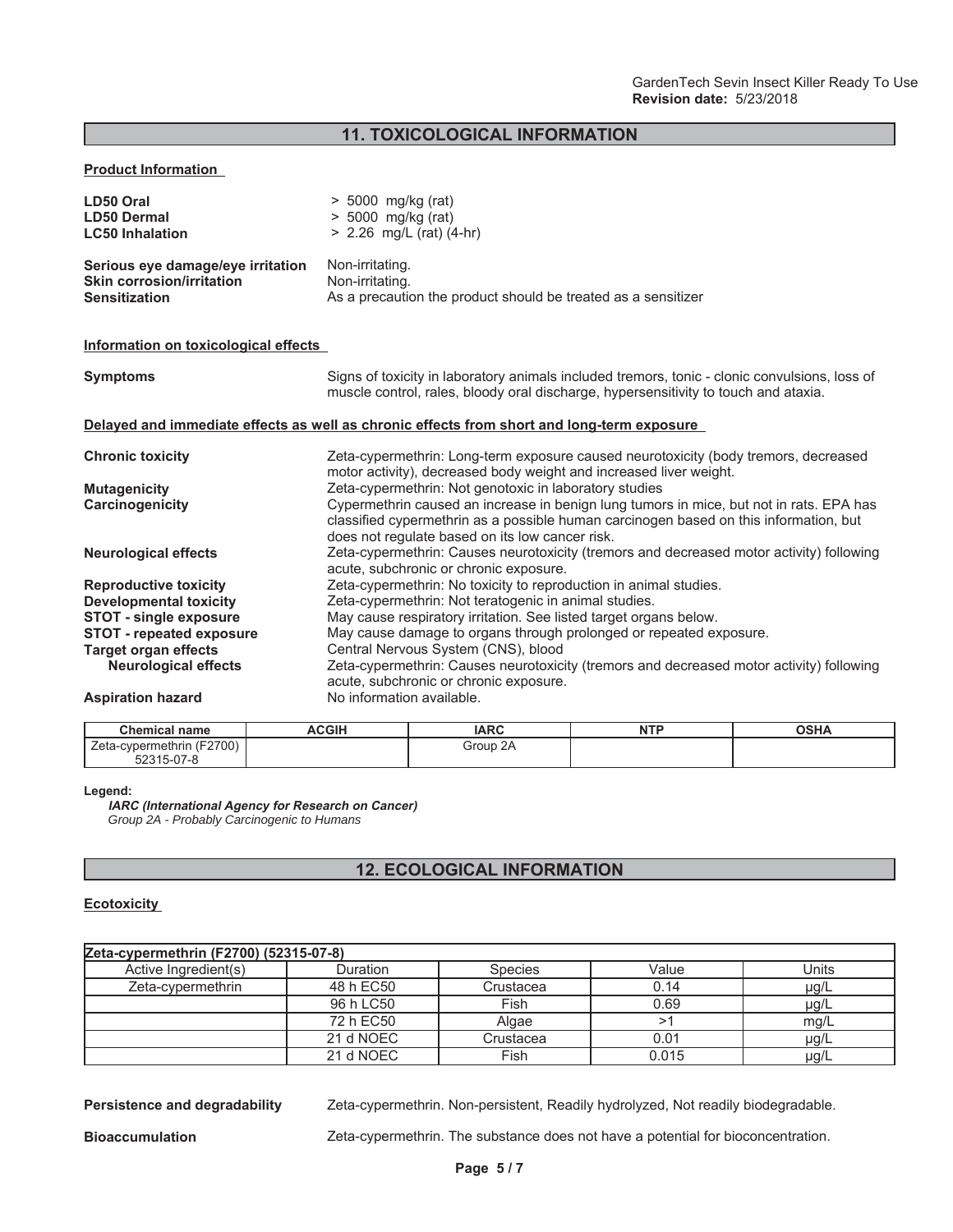## 11. TOXICOLOGICAL INFORMATION

**Product Information**

| | |
|---|---|
| **LD50 Oral** | > 5000 mg/kg (rat) |
| **LD50 Dermal** | > 5000 mg/kg (rat) |
| **LC50 Inhalation** | > 2.26 mg/L (rat) (4-hr) |

| | |
|---|---|
| **Serious eye damage/eye irritation** | Non-irritating. |
| **Skin corrosion/irritation** | Non-irritating. |
| **Sensitization** | As a precaution the product should be treated as a sensitizer |

**Information on toxicological effects**

**Symptoms** Signs of toxicity in laboratory animals included tremors, tonic - clonic convulsions, loss of muscle control, rales, bloody oral discharge, hypersensitivity to touch and ataxia.

**Delayed and immediate effects as well as chronic effects from short and long-term exposure**

| | |
|---|---|
| **Chronic toxicity** | Zeta-cypermethrin: Long-term exposure caused neurotoxicity (body tremors, decreased motor activity), decreased body weight and increased liver weight. |
| **Mutagenicity** | Zeta-cypermethrin: Not genotoxic in laboratory studies |
| **Carcinogenicity** | Cypermethrin caused an increase in benign lung tumors in mice, but not in rats. EPA has classified cypermethrin as a possible human carcinogen based on this information, but does not regulate based on its low cancer risk. |
| **Neurological effects** | Zeta-cypermethrin: Causes neurotoxicity (tremors and decreased motor activity) following acute, subchronic or chronic exposure. |
| **Reproductive toxicity** | Zeta-cypermethrin: No toxicity to reproduction in animal studies. |
| **Developmental toxicity** | Zeta-cypermethrin: Not teratogenic in animal studies. |
| **STOT - single exposure** | May cause respiratory irritation. See listed target organs below. |
| **STOT - repeated exposure** | May cause damage to organs through prolonged or repeated exposure. |
| **Target organ effects** | Central Nervous System (CNS), blood |
| **Neurological effects** | Zeta-cypermethrin: Causes neurotoxicity (tremors and decreased motor activity) following acute, subchronic or chronic exposure. |
| **Aspiration hazard** | No information available. |

| Chemical name | ACGIH | IARC | NTP | OSHA |
|---|---|---|---|---|
| Zeta-cypermethrin (F2700) 52315-07-8 | | Group 2A | | |

**Legend:**

*IARC (International Agency for Research on Cancer)*
*Group 2A - Probably Carcinogenic to Humans*

## 12. ECOLOGICAL INFORMATION

**Ecotoxicity**

| **Zeta-cypermethrin (F2700) (52315-07-8)** | | | | |
|---|---|---|---|---|
| Active Ingredient(s) | Duration | Species | Value | Units |
| Zeta-cypermethrin | 48 h EC50 | Crustacea | 0.14 | µg/L |
| | 96 h LC50 | Fish | 0.69 | µg/L |
| | 72 h EC50 | Algae | >1 | mg/L |
| | 21 d NOEC | Crustacea | 0.01 | µg/L |
| | 21 d NOEC | Fish | 0.015 | µg/L |

| | |
|---|---|
| **Persistence and degradability** | Zeta-cypermethrin. Non-persistent, Readily hydrolyzed, Not readily biodegradable. |
| **Bioaccumulation** | Zeta-cypermethrin. The substance does not have a potential for bioconcentration. |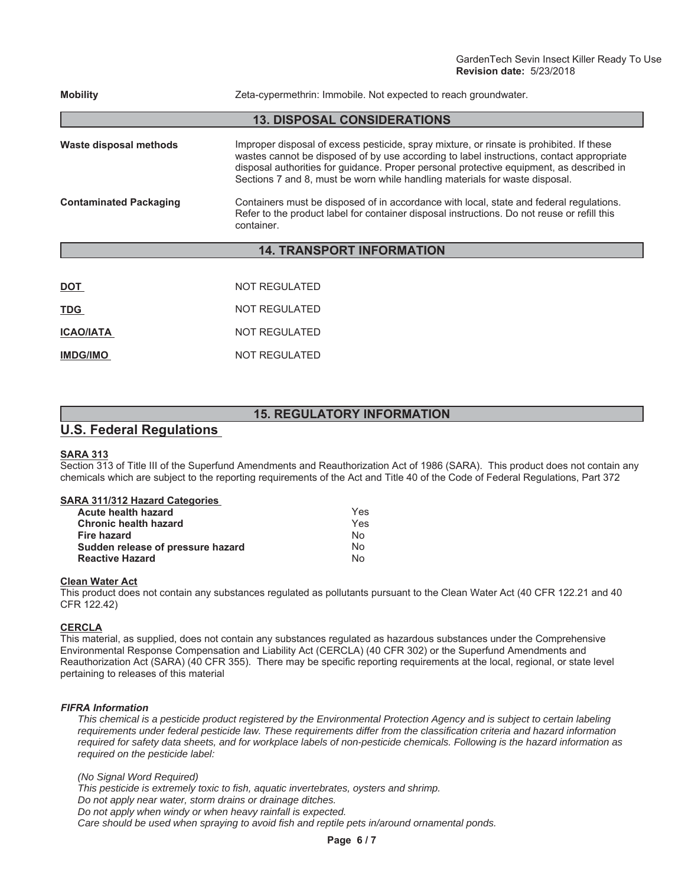**Mobility** Zeta-cypermethrin: Immobile. Not expected to reach groundwater.

## 13. DISPOSAL CONSIDERATIONS

**Waste disposal methods** Improper disposal of excess pesticide, spray mixture, or rinsate is prohibited. If these wastes cannot be disposed of by use according to label instructions, contact appropriate disposal authorities for guidance. Proper personal protective equipment, as described in Sections 7 and 8, must be worn while handling materials for waste disposal.

**Contaminated Packaging** Containers must be disposed of in accordance with local, state and federal regulations. Refer to the product label for container disposal instructions. Do not reuse or refill this container.

## 14. TRANSPORT INFORMATION

| | |
|---|---|
| **DOT** | NOT REGULATED |
| **TDG** | NOT REGULATED |
| **ICAO/IATA** | NOT REGULATED |
| **IMDG/IMO** | NOT REGULATED |

## 15. REGULATORY INFORMATION

### U.S. Federal Regulations

**SARA 313**

Section 313 of Title III of the Superfund Amendments and Reauthorization Act of 1986 (SARA). This product does not contain any chemicals which are subject to the reporting requirements of the Act and Title 40 of the Code of Federal Regulations, Part 372

**SARA 311/312 Hazard Categories**

| | |
|---|---|
| **Acute health hazard** | Yes |
| **Chronic health hazard** | Yes |
| **Fire hazard** | No |
| **Sudden release of pressure hazard** | No |
| **Reactive Hazard** | No |

**Clean Water Act**

This product does not contain any substances regulated as pollutants pursuant to the Clean Water Act (40 CFR 122.21 and 40 CFR 122.42)

**CERCLA**

This material, as supplied, does not contain any substances regulated as hazardous substances under the Comprehensive Environmental Response Compensation and Liability Act (CERCLA) (40 CFR 302) or the Superfund Amendments and Reauthorization Act (SARA) (40 CFR 355). There may be specific reporting requirements at the local, regional, or state level pertaining to releases of this material

***FIFRA Information***

*This chemical is a pesticide product registered by the Environmental Protection Agency and is subject to certain labeling requirements under federal pesticide law. These requirements differ from the classification criteria and hazard information required for safety data sheets, and for workplace labels of non-pesticide chemicals. Following is the hazard information as required on the pesticide label:*

*(No Signal Word Required)*
*This pesticide is extremely toxic to fish, aquatic invertebrates, oysters and shrimp.*
*Do not apply near water, storm drains or drainage ditches.*
*Do not apply when windy or when heavy rainfall is expected.*
*Care should be used when spraying to avoid fish and reptile pets in/around ornamental ponds.*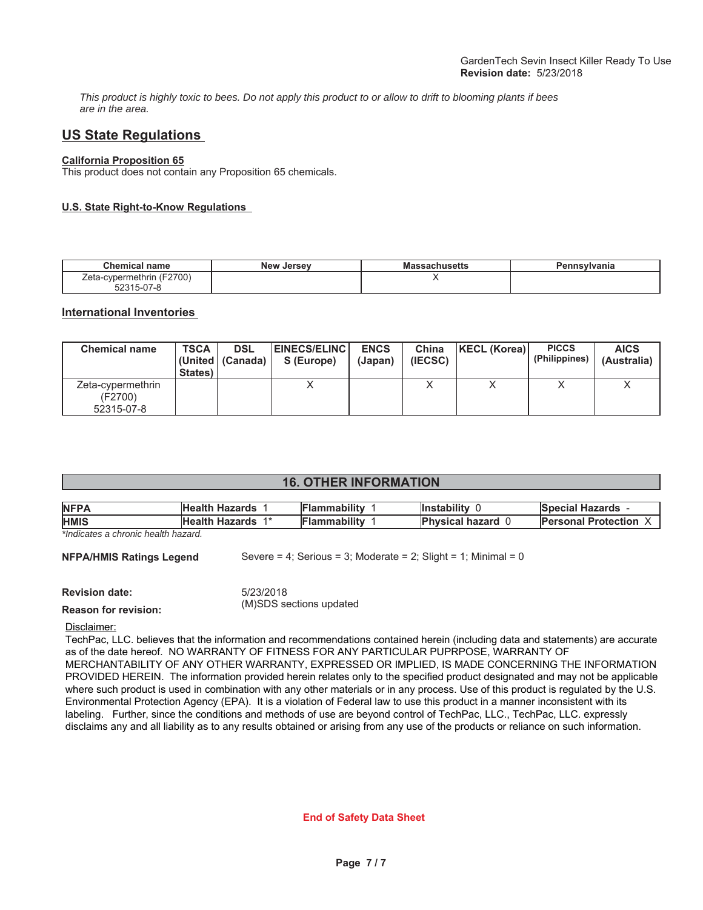*This product is highly toxic to bees. Do not apply this product to or allow to drift to blooming plants if bees are in the area.*

## US State Regulations

**California Proposition 65**

This product does not contain any Proposition 65 chemicals.

**U.S. State Right-to-Know Regulations**

| Chemical name | New Jersey | Massachusetts | Pennsylvania |
|---|---|---|---|
| Zeta-cypermethrin (F2700) 52315-07-8 | | X | |

## International Inventories

| Chemical name | TSCA (United States) | DSL (Canada) | EINECS/ELINCS (Europe) | ENCS (Japan) | China (IECSC) | KECL (Korea) | PICCS (Philippines) | AICS (Australia) |
|---|---|---|---|---|---|---|---|---|
| Zeta-cypermethrin (F2700) 52315-07-8 | | | X | | X | X | X | X |

## 16. OTHER INFORMATION

| | | | | |
|---|---|---|---|---|
| **NFPA** | **Health Hazards** 1 | **Flammability** 1 | **Instability** 0 | **Special Hazards** - |
| **HMIS** | **Health Hazards** 1* | **Flammability** 1 | **Physical hazard** 0 | **Personal Protection** X |

*\*Indicates a chronic health hazard.*

**NFPA/HMIS Ratings Legend** Severe = 4; Serious = 3; Moderate = 2; Slight = 1; Minimal = 0

**Revision date:** 5/23/2018

**Reason for revision:** (M)SDS sections updated

Disclaimer:

TechPac, LLC. believes that the information and recommendations contained herein (including data and statements) are accurate as of the date hereof. NO WARRANTY OF FITNESS FOR ANY PARTICULAR PUPRPOSE, WARRANTY OF MERCHANTABILITY OF ANY OTHER WARRANTY, EXPRESSED OR IMPLIED, IS MADE CONCERNING THE INFORMATION PROVIDED HEREIN. The information provided herein relates only to the specified product designated and may not be applicable where such product is used in combination with any other materials or in any process. Use of this product is regulated by the U.S. Environmental Protection Agency (EPA). It is a violation of Federal law to use this product in a manner inconsistent with its labeling. Further, since the conditions and methods of use are beyond control of TechPac, LLC., TechPac, LLC. expressly disclaims any and all liability as to any results obtained or arising from any use of the products or reliance on such information.

**End of Safety Data Sheet**